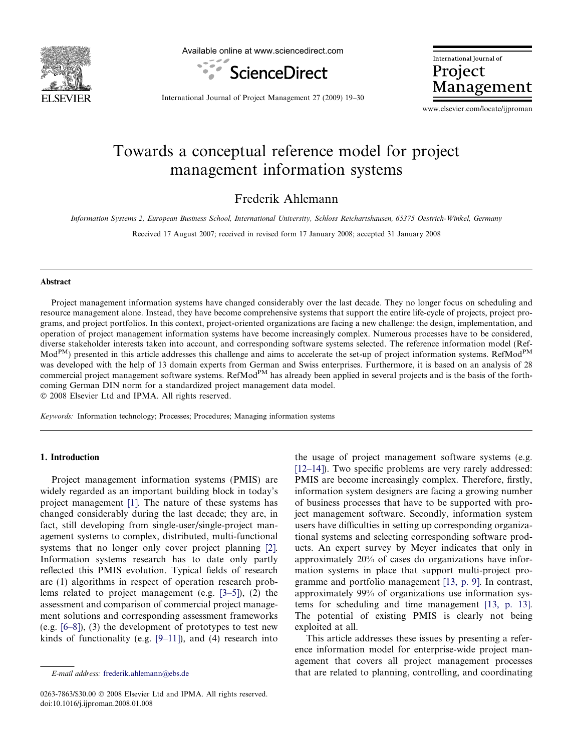# Towards a conceptual reference model for project management information systems

Frederik Ahlemann

*Information Systems 2, European Business School, International University, Schloss Reichartshausen, 65375 Oestrich-Winkel, Germany*

Received 17 August 2007; received in revised form 17 January 2008; accepted 31 January 2008

## Abstract

Project management information systems have changed considerably over the last decade. They no longer focus on scheduling and resource management alone. Instead, they have become comprehensive systems that support the entire life-cycle of projects, project programs, and project portfolios. In this context, project-oriented organizations are facing a new challenge: the design, implementation, and operation of project management information systems have become increasingly complex. Numerous processes have to be considered, diverse stakeholder interests taken into account, and corresponding software systems selected. The reference information model (RefMod$^{PM}$) presented in this article addresses this challenge and aims to accelerate the set-up of project information systems. RefMod$^{PM}$ was developed with the help of 13 domain experts from German and Swiss enterprises. Furthermore, it is based on an analysis of 28 commercial project management software systems. RefMod$^{PM}$ has already been applied in several projects and is the basis of the forthcoming German DIN norm for a standardized project management data model.

© 2008 Elsevier Ltd and IPMA. All rights reserved.

*Keywords:* Information technology; Processes; Procedures; Managing information systems

## 1. Introduction

Project management information systems (PMIS) are widely regarded as an important building block in today's project management [1]. The nature of these systems has changed considerably during the last decade; they are, in fact, still developing from single-user/single-project management systems to complex, distributed, multi-functional systems that no longer only cover project planning [2]. Information systems research has to date only partly reflected this PMIS evolution. Typical fields of research are (1) algorithms in respect of operation research problems related to project management (e.g. [3–5]), (2) the assessment and comparison of commercial project management solutions and corresponding assessment frameworks (e.g. [6–8]), (3) the development of prototypes to test new kinds of functionality (e.g. [9–11]), and (4) research into the usage of project management software systems (e.g. [12–14]). Two specific problems are very rarely addressed: PMIS are become increasingly complex. Therefore, firstly, information system designers are facing a growing number of business processes that have to be supported with project management software. Secondly, information system users have difficulties in setting up corresponding organizational systems and selecting corresponding software products. An expert survey by Meyer indicates that only in approximately 20% of cases do organizations have information systems in place that support multi-project programme and portfolio management [13, p. 9]. In contrast, approximately 99% of organizations use information systems for scheduling and time management [13, p. 13]. The potential of existing PMIS is clearly not being exploited at all.

This article addresses these issues by presenting a reference information model for enterprise-wide project management that covers all project management processes that are related to planning, controlling, and coordinating

*E-mail address:* frederik.ahlemann@ebs.de

0263-7863/$30.00 © 2008 Elsevier Ltd and IPMA. All rights reserved.
doi:10.1016/j.ijproman.2008.01.008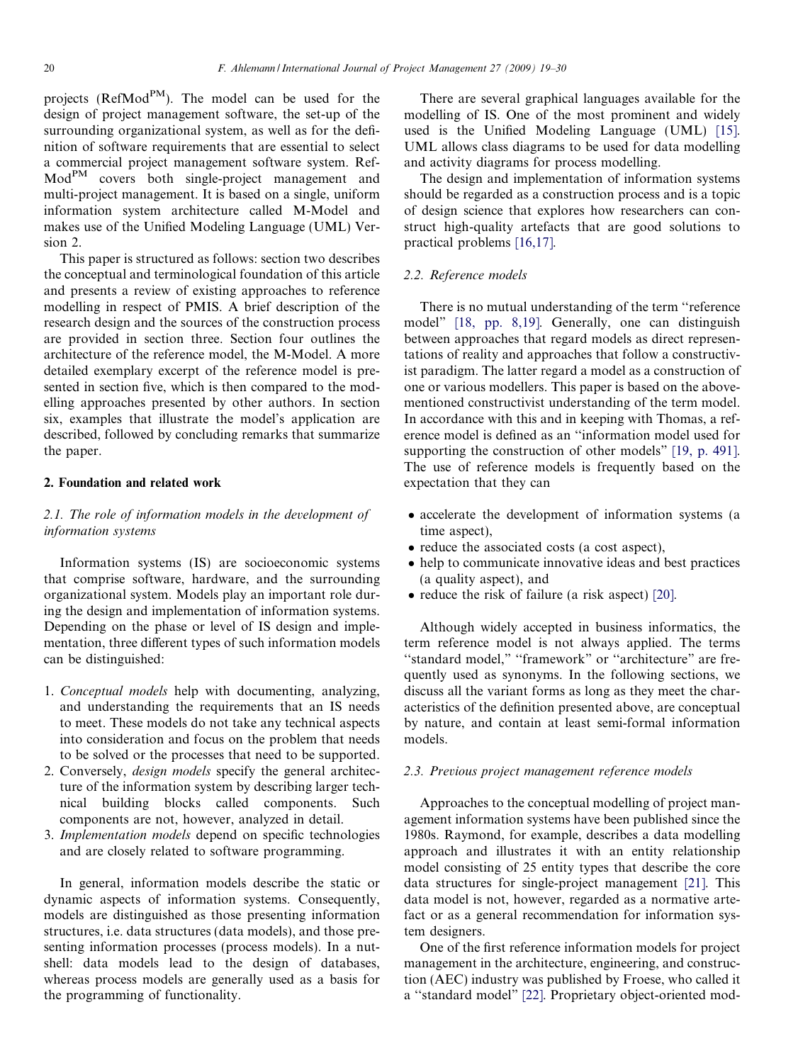projects (RefMod$^{PM}$). The model can be used for the design of project management software, the set-up of the surrounding organizational system, as well as for the definition of software requirements that are essential to select a commercial project management software system. RefMod$^{PM}$ covers both single-project management and multi-project management. It is based on a single, uniform information system architecture called M-Model and makes use of the Unified Modeling Language (UML) Version 2.

This paper is structured as follows: section two describes the conceptual and terminological foundation of this article and presents a review of existing approaches to reference modelling in respect of PMIS. A brief description of the research design and the sources of the construction process are provided in section three. Section four outlines the architecture of the reference model, the M-Model. A more detailed exemplary excerpt of the reference model is presented in section five, which is then compared to the modelling approaches presented by other authors. In section six, examples that illustrate the model's application are described, followed by concluding remarks that summarize the paper.

## 2. Foundation and related work

### 2.1. The role of information models in the development of information systems

Information systems (IS) are socioeconomic systems that comprise software, hardware, and the surrounding organizational system. Models play an important role during the design and implementation of information systems. Depending on the phase or level of IS design and implementation, three different types of such information models can be distinguished:

1. *Conceptual models* help with documenting, analyzing, and understanding the requirements that an IS needs to meet. These models do not take any technical aspects into consideration and focus on the problem that needs to be solved or the processes that need to be supported.
2. Conversely, *design models* specify the general architecture of the information system by describing larger technical building blocks called components. Such components are not, however, analyzed in detail.
3. *Implementation models* depend on specific technologies and are closely related to software programming.

In general, information models describe the static or dynamic aspects of information systems. Consequently, models are distinguished as those presenting information structures, i.e. data structures (data models), and those presenting information processes (process models). In a nutshell: data models lead to the design of databases, whereas process models are generally used as a basis for the programming of functionality.

There are several graphical languages available for the modelling of IS. One of the most prominent and widely used is the Unified Modeling Language (UML) [15]. UML allows class diagrams to be used for data modelling and activity diagrams for process modelling.

The design and implementation of information systems should be regarded as a construction process and is a topic of design science that explores how researchers can construct high-quality artefacts that are good solutions to practical problems [16,17].

### 2.2. Reference models

There is no mutual understanding of the term "reference model" [18, pp. 8,19]. Generally, one can distinguish between approaches that regard models as direct representations of reality and approaches that follow a constructivist paradigm. The latter regard a model as a construction of one or various modellers. This paper is based on the above-mentioned constructivist understanding of the term model. In accordance with this and in keeping with Thomas, a reference model is defined as an "information model used for supporting the construction of other models" [19, p. 491]. The use of reference models is frequently based on the expectation that they can

- accelerate the development of information systems (a time aspect),
- reduce the associated costs (a cost aspect),
- help to communicate innovative ideas and best practices (a quality aspect), and
- reduce the risk of failure (a risk aspect) [20].

Although widely accepted in business informatics, the term reference model is not always applied. The terms "standard model," "framework" or "architecture" are frequently used as synonyms. In the following sections, we discuss all the variant forms as long as they meet the characteristics of the definition presented above, are conceptual by nature, and contain at least semi-formal information models.

### 2.3. Previous project management reference models

Approaches to the conceptual modelling of project management information systems have been published since the 1980s. Raymond, for example, describes a data modelling approach and illustrates it with an entity relationship model consisting of 25 entity types that describe the core data structures for single-project management [21]. This data model is not, however, regarded as a normative artefact or as a general recommendation for information system designers.

One of the first reference information models for project management in the architecture, engineering, and construction (AEC) industry was published by Froese, who called it a "standard model" [22]. Proprietary object-oriented mod-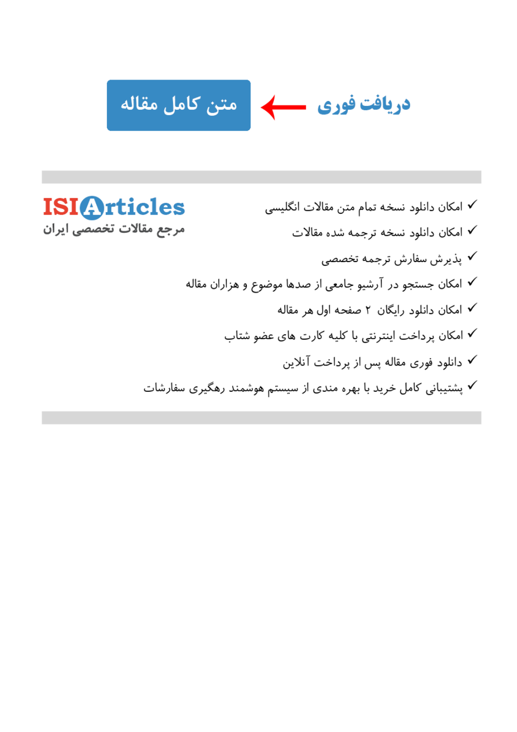دریافت فوری ← متن کامل مقاله

**ISIArticles**
مرجع مقالات تخصصی ایران

- ✓ امکان دانلود نسخه تمام متن مقالات انگلیسی
- ✓ امکان دانلود نسخه ترجمه شده مقالات
- ✓ پذیرش سفارش ترجمه تخصصی
- ✓ امکان جستجو در آرشیو جامعی از صدها موضوع و هزاران مقاله
- ✓ امکان دانلود رایگان ۲ صفحه اول هر مقاله
- ✓ امکان پرداخت اینترنتی با کلیه کارت های عضو شتاب
- ✓ دانلود فوری مقاله پس از پرداخت آنلاین
- ✓ پشتیبانی کامل خرید با بهره مندی از سیستم هوشمند رهگیری سفارشات